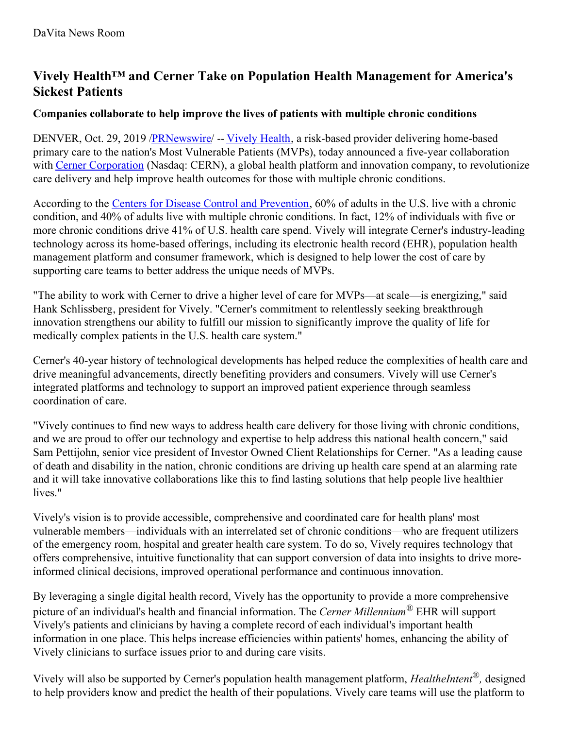DaVita News Room

# Vively Health™ and Cerner Take on Population Health Management for America's Sickest Patients

### Companies collaborate to help improve the lives of patients with multiple chronic conditions

DENVER, Oct. 29, 2019 /PRNewswire/ -- Vively Health, a risk-based provider delivering home-based primary care to the nation's Most Vulnerable Patients (MVPs), today announced a five-year collaboration with Cerner Corporation (Nasdaq: CERN), a global health platform and innovation company, to revolutionize care delivery and help improve health outcomes for those with multiple chronic conditions.

According to the Centers for Disease Control and Prevention, 60% of adults in the U.S. live with a chronic condition, and 40% of adults live with multiple chronic conditions. In fact, 12% of individuals with five or more chronic conditions drive 41% of U.S. health care spend. Vively will integrate Cerner's industry-leading technology across its home-based offerings, including its electronic health record (EHR), population health management platform and consumer framework, which is designed to help lower the cost of care by supporting care teams to better address the unique needs of MVPs.

"The ability to work with Cerner to drive a higher level of care for MVPs—at scale—is energizing," said Hank Schlissberg, president for Vively. "Cerner's commitment to relentlessly seeking breakthrough innovation strengthens our ability to fulfill our mission to significantly improve the quality of life for medically complex patients in the U.S. health care system."

Cerner's 40-year history of technological developments has helped reduce the complexities of health care and drive meaningful advancements, directly benefiting providers and consumers. Vively will use Cerner's integrated platforms and technology to support an improved patient experience through seamless coordination of care.

"Vively continues to find new ways to address health care delivery for those living with chronic conditions, and we are proud to offer our technology and expertise to help address this national health concern," said Sam Pettijohn, senior vice president of Investor Owned Client Relationships for Cerner. "As a leading cause of death and disability in the nation, chronic conditions are driving up health care spend at an alarming rate and it will take innovative collaborations like this to find lasting solutions that help people live healthier lives."

Vively's vision is to provide accessible, comprehensive and coordinated care for health plans' most vulnerable members—individuals with an interrelated set of chronic conditions—who are frequent utilizers of the emergency room, hospital and greater health care system. To do so, Vively requires technology that offers comprehensive, intuitive functionality that can support conversion of data into insights to drive more-informed clinical decisions, improved operational performance and continuous innovation.

By leveraging a single digital health record, Vively has the opportunity to provide a more comprehensive picture of an individual's health and financial information. The *Cerner Millennium®* EHR will support Vively's patients and clinicians by having a complete record of each individual's important health information in one place. This helps increase efficiencies within patients' homes, enhancing the ability of Vively clinicians to surface issues prior to and during care visits.

Vively will also be supported by Cerner's population health management platform, *HealtheIntent®,* designed to help providers know and predict the health of their populations. Vively care teams will use the platform to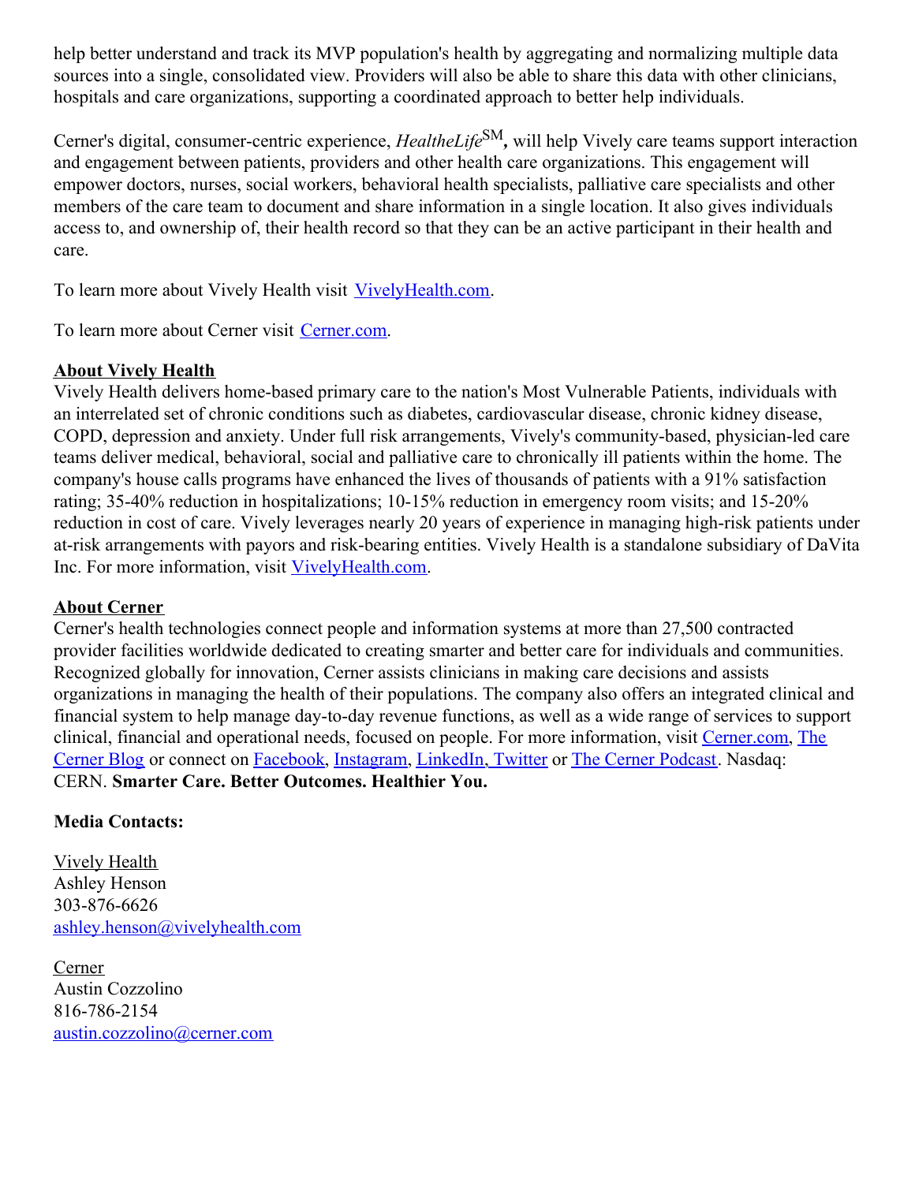help better understand and track its MVP population's health by aggregating and normalizing multiple data sources into a single, consolidated view. Providers will also be able to share this data with other clinicians, hospitals and care organizations, supporting a coordinated approach to better help individuals.

Cerner's digital, consumer-centric experience, *HealtheLife*SM***,*** will help Vively care teams support interaction and engagement between patients, providers and other health care organizations. This engagement will empower doctors, nurses, social workers, behavioral health specialists, palliative care specialists and other members of the care team to document and share information in a single location. It also gives individuals access to, and ownership of, their health record so that they can be an active participant in their health and care.

To learn more about Vively Health visit [VivelyHealth.com](VivelyHealth.com).

To learn more about Cerner visit [Cerner.com](Cerner.com).

**About Vively Health**

Vively Health delivers home-based primary care to the nation's Most Vulnerable Patients, individuals with an interrelated set of chronic conditions such as diabetes, cardiovascular disease, chronic kidney disease, COPD, depression and anxiety. Under full risk arrangements, Vively's community-based, physician-led care teams deliver medical, behavioral, social and palliative care to chronically ill patients within the home. The company's house calls programs have enhanced the lives of thousands of patients with a 91% satisfaction rating; 35-40% reduction in hospitalizations; 10-15% reduction in emergency room visits; and 15-20% reduction in cost of care. Vively leverages nearly 20 years of experience in managing high-risk patients under at-risk arrangements with payors and risk-bearing entities. Vively Health is a standalone subsidiary of DaVita Inc. For more information, visit [VivelyHealth.com](VivelyHealth.com).

**About Cerner**

Cerner's health technologies connect people and information systems at more than 27,500 contracted provider facilities worldwide dedicated to creating smarter and better care for individuals and communities. Recognized globally for innovation, Cerner assists clinicians in making care decisions and assists organizations in managing the health of their populations. The company also offers an integrated clinical and financial system to help manage day-to-day revenue functions, as well as a wide range of services to support clinical, financial and operational needs, focused on people. For more information, visit Cerner.com, The Cerner Blog or connect on Facebook, Instagram, LinkedIn, Twitter or The Cerner Podcast. Nasdaq: CERN. **Smarter Care. Better Outcomes. Healthier You.**

**Media Contacts:**

Vively Health
Ashley Henson
303-876-6626
ashley.henson@vivelyhealth.com

Cerner
Austin Cozzolino
816-786-2154
austin.cozzolino@cerner.com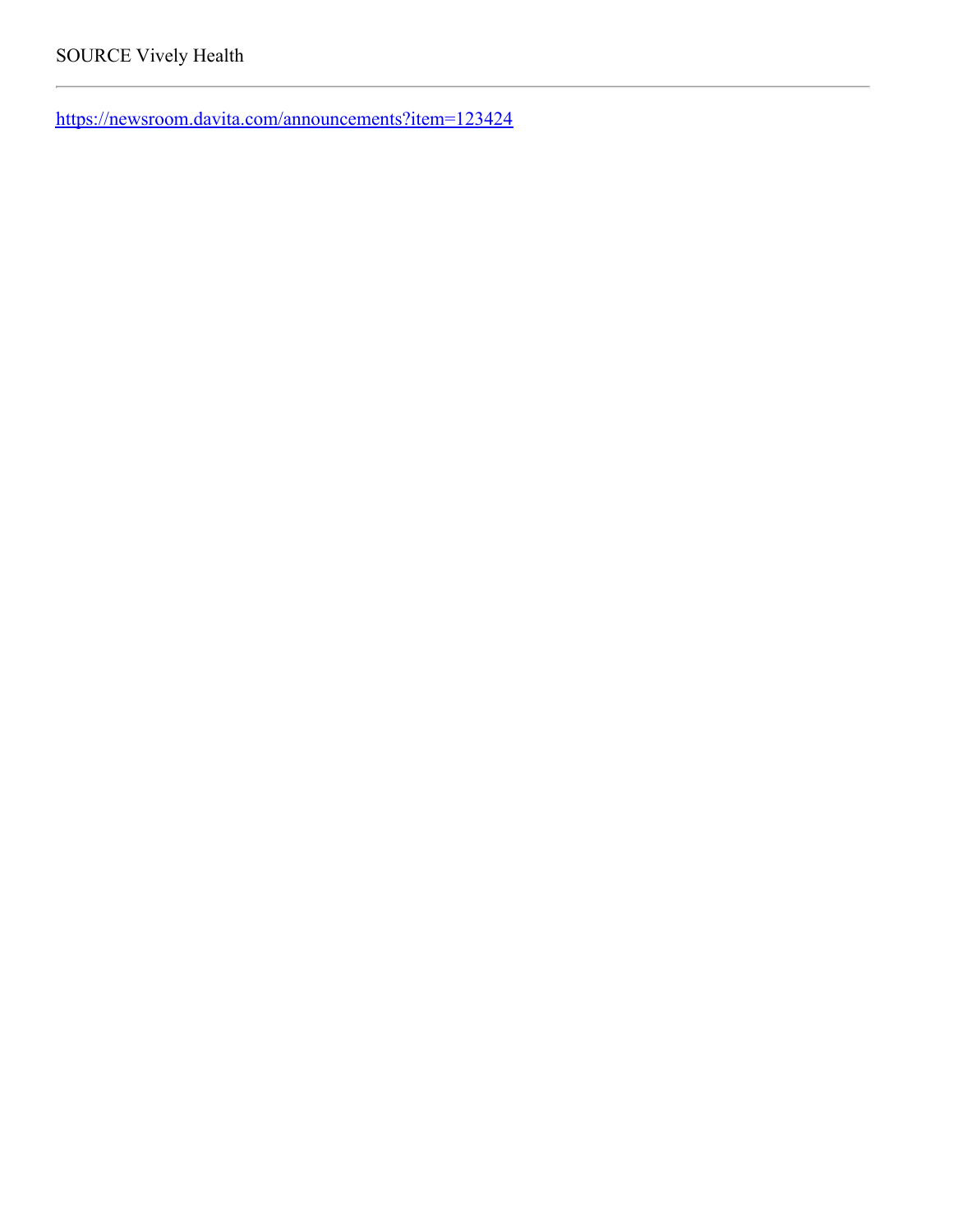SOURCE Vively Health

---

https://newsroom.davita.com/announcements?item=123424